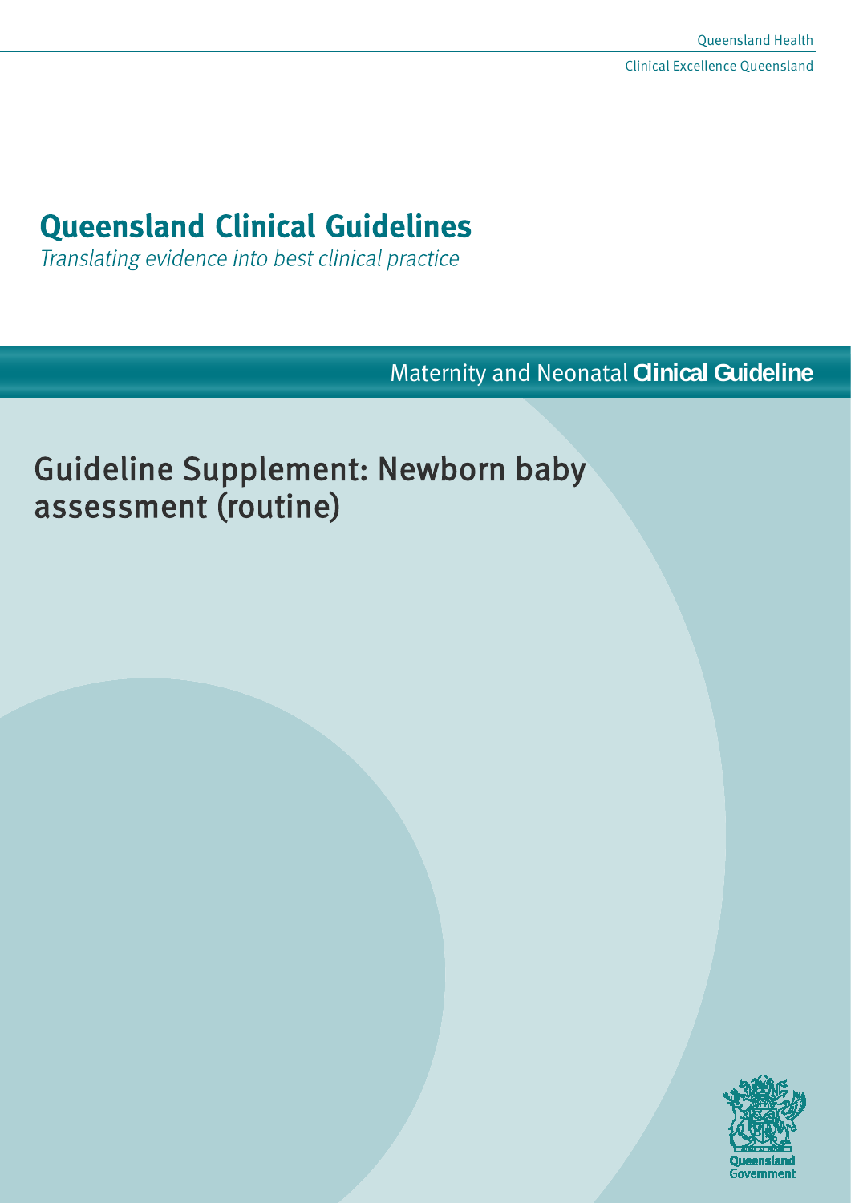Queensland Health

Clinical Excellence Queensland

# Queensland Clinical Guidelines

*Translating evidence into best clinical practice*

Maternity and Neonatal **Clinical Guideline**

## Guideline Supplement: Newborn baby assessment (routine)

Queensland Government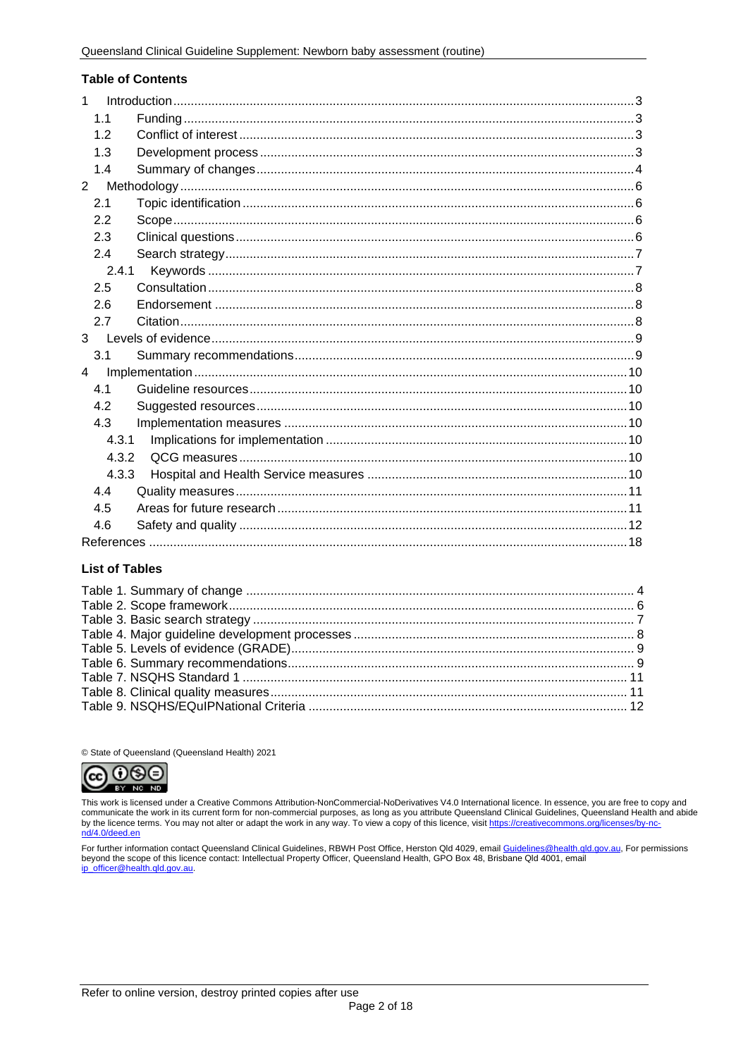## Table of Contents

1 Introduction .....3
- 1.1 Funding .....3
- 1.2 Conflict of interest .....3
- 1.3 Development process .....3
- 1.4 Summary of changes .....4

2 Methodology .....6
- 2.1 Topic identification .....6
- 2.2 Scope .....6
- 2.3 Clinical questions .....6
- 2.4 Search strategy .....7
  - 2.4.1 Keywords .....7
- 2.5 Consultation .....8
- 2.6 Endorsement .....8
- 2.7 Citation .....8

3 Levels of evidence .....9
- 3.1 Summary recommendations .....9

4 Implementation .....10
- 4.1 Guideline resources .....10
- 4.2 Suggested resources .....10
- 4.3 Implementation measures .....10
  - 4.3.1 Implications for implementation .....10
  - 4.3.2 QCG measures .....10
  - 4.3.3 Hospital and Health Service measures .....10
- 4.4 Quality measures .....11
- 4.5 Areas for future research .....11
- 4.6 Safety and quality .....12

References .....18

## List of Tables

Table 1. Summary of change .....4
Table 2. Scope framework .....6
Table 3. Basic search strategy .....7
Table 4. Major guideline development processes .....8
Table 5. Levels of evidence (GRADE) .....9
Table 6. Summary recommendations .....9
Table 7. NSQHS Standard 1 .....11
Table 8. Clinical quality measures .....11
Table 9. NSQHS/EQuIPNational Criteria .....12

© State of Queensland (Queensland Health) 2021

This work is licensed under a Creative Commons Attribution-NonCommercial-NoDerivatives V4.0 International licence. In essence, you are free to copy and communicate the work in its current form for non-commercial purposes, as long as you attribute Queensland Clinical Guidelines, Queensland Health and abide by the licence terms. You may not alter or adapt the work in any way. To view a copy of this licence, visit https://creativecommons.org/licenses/by-nc-nd/4.0/deed.en

For further information contact Queensland Clinical Guidelines, RBWH Post Office, Herston Qld 4029, email Guidelines@health.qld.gov.au, For permissions beyond the scope of this licence contact: Intellectual Property Officer, Queensland Health, GPO Box 48, Brisbane Qld 4001, email ip_officer@health.qld.gov.au.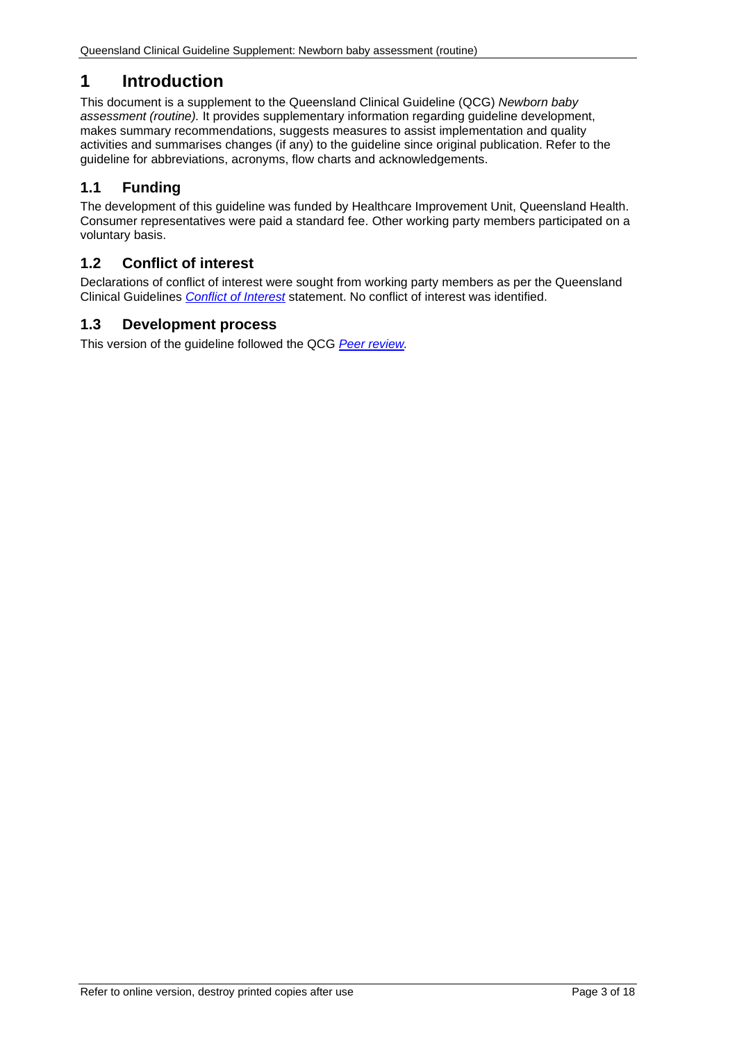# 1 Introduction

This document is a supplement to the Queensland Clinical Guideline (QCG) *Newborn baby assessment (routine).* It provides supplementary information regarding guideline development, makes summary recommendations, suggests measures to assist implementation and quality activities and summarises changes (if any) to the guideline since original publication. Refer to the guideline for abbreviations, acronyms, flow charts and acknowledgements.

## 1.1 Funding

The development of this guideline was funded by Healthcare Improvement Unit, Queensland Health. Consumer representatives were paid a standard fee. Other working party members participated on a voluntary basis.

## 1.2 Conflict of interest

Declarations of conflict of interest were sought from working party members as per the Queensland Clinical Guidelines *Conflict of Interest* statement. No conflict of interest was identified.

## 1.3 Development process

This version of the guideline followed the QCG *Peer review.*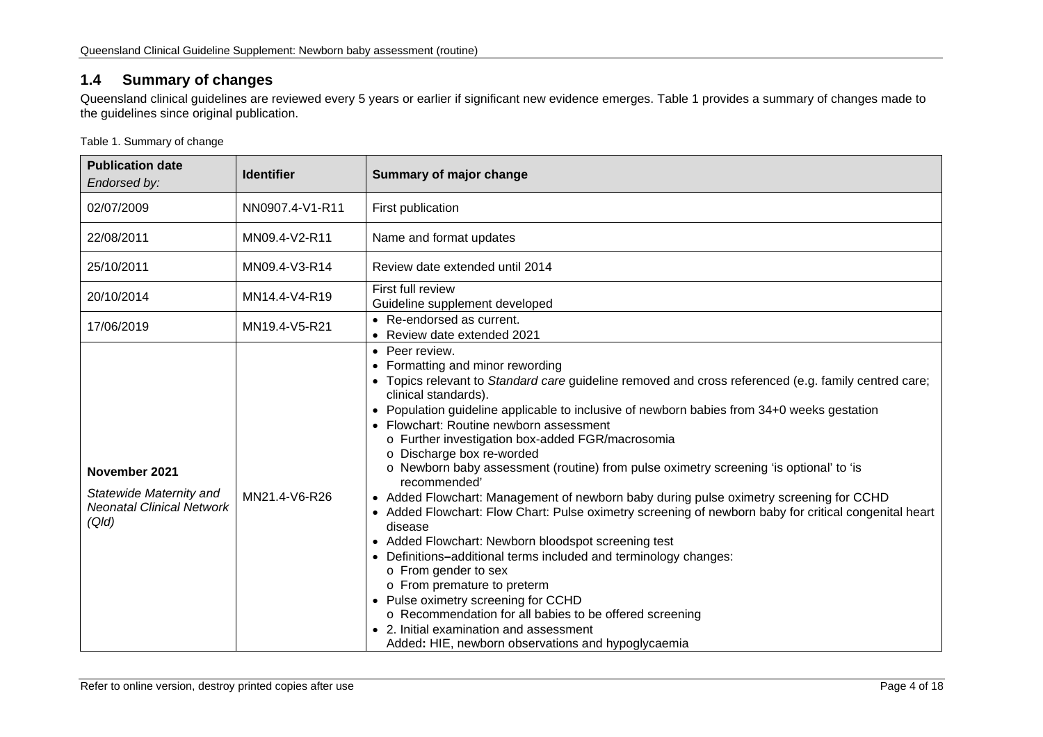## 1.4 Summary of changes

Queensland clinical guidelines are reviewed every 5 years or earlier if significant new evidence emerges. Table 1 provides a summary of changes made to the guidelines since original publication.

Table 1. Summary of change

| **Publication date** *Endorsed by:* | **Identifier** | **Summary of major change** |
|---|---|---|
| 02/07/2009 | NN0907.4-V1-R11 | First publication |
| 22/08/2011 | MN09.4-V2-R11 | Name and format updates |
| 25/10/2011 | MN09.4-V3-R14 | Review date extended until 2014 |
| 20/10/2014 | MN14.4-V4-R19 | First full review<br>Guideline supplement developed |
| 17/06/2019 | MN19.4-V5-R21 | • Re-endorsed as current.<br>• Review date extended 2021 |
| **November 2021**<br>*Statewide Maternity and Neonatal Clinical Network (Qld)* | MN21.4-V6-R26 | • Peer review.<br>• Formatting and minor rewording<br>• Topics relevant to *Standard care* guideline removed and cross referenced (e.g. family centred care; clinical standards).<br>• Population guideline applicable to inclusive of newborn babies from 34+0 weeks gestation<br>• Flowchart: Routine newborn assessment<br>  o Further investigation box-added FGR/macrosomia<br>  o Discharge box re-worded<br>  o Newborn baby assessment (routine) from pulse oximetry screening 'is optional' to 'is recommended'<br>• Added Flowchart: Management of newborn baby during pulse oximetry screening for CCHD<br>• Added Flowchart: Flow Chart: Pulse oximetry screening of newborn baby for critical congenital heart disease<br>• Added Flowchart: Newborn bloodspot screening test<br>• Definitions**–**additional terms included and terminology changes:<br>  o From gender to sex<br>  o From premature to preterm<br>• Pulse oximetry screening for CCHD<br>  o Recommendation for all babies to be offered screening<br>• 2. Initial examination and assessment<br>Added**:** HIE, newborn observations and hypoglycaemia |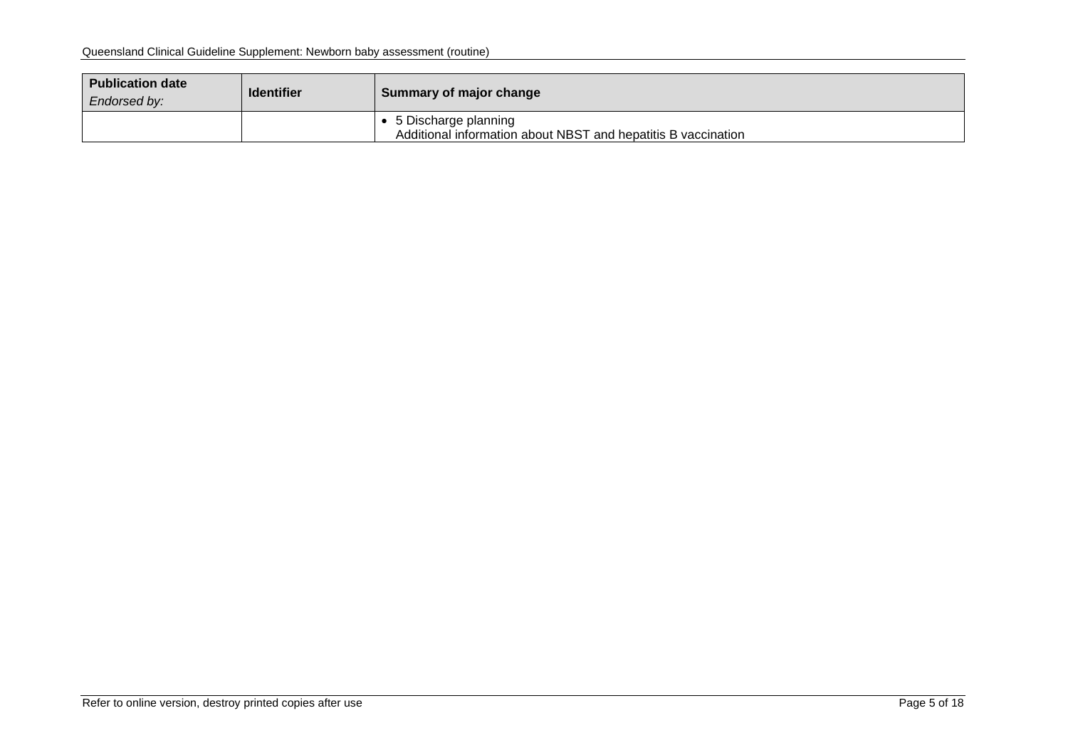| **Publication date** *Endorsed by:* | **Identifier** | **Summary of major change** |
|---|---|---|
| | | • 5 Discharge planning<br>Additional information about NBST and hepatitis B vaccination |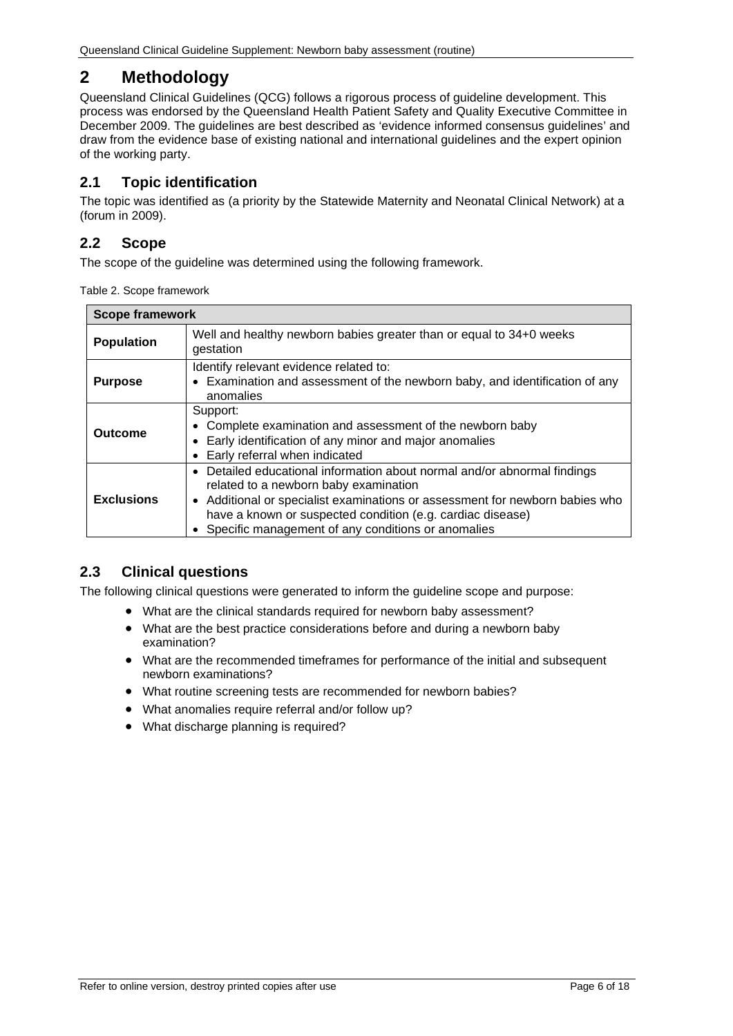# 2 Methodology

Queensland Clinical Guidelines (QCG) follows a rigorous process of guideline development. This process was endorsed by the Queensland Health Patient Safety and Quality Executive Committee in December 2009. The guidelines are best described as 'evidence informed consensus guidelines' and draw from the evidence base of existing national and international guidelines and the expert opinion of the working party.

## 2.1 Topic identification

The topic was identified as (a priority by the Statewide Maternity and Neonatal Clinical Network) at a (forum in 2009).

## 2.2 Scope

The scope of the guideline was determined using the following framework.

Table 2. Scope framework

| Scope framework | |
|---|---|
| **Population** | Well and healthy newborn babies greater than or equal to 34+0 weeks gestation |
| **Purpose** | Identify relevant evidence related to:<br>• Examination and assessment of the newborn baby, and identification of any anomalies |
| **Outcome** | Support:<br>• Complete examination and assessment of the newborn baby<br>• Early identification of any minor and major anomalies<br>• Early referral when indicated |
| **Exclusions** | • Detailed educational information about normal and/or abnormal findings related to a newborn baby examination<br>• Additional or specialist examinations or assessment for newborn babies who have a known or suspected condition (e.g. cardiac disease)<br>• Specific management of any conditions or anomalies |

## 2.3 Clinical questions

The following clinical questions were generated to inform the guideline scope and purpose:

- What are the clinical standards required for newborn baby assessment?
- What are the best practice considerations before and during a newborn baby examination?
- What are the recommended timeframes for performance of the initial and subsequent newborn examinations?
- What routine screening tests are recommended for newborn babies?
- What anomalies require referral and/or follow up?
- What discharge planning is required?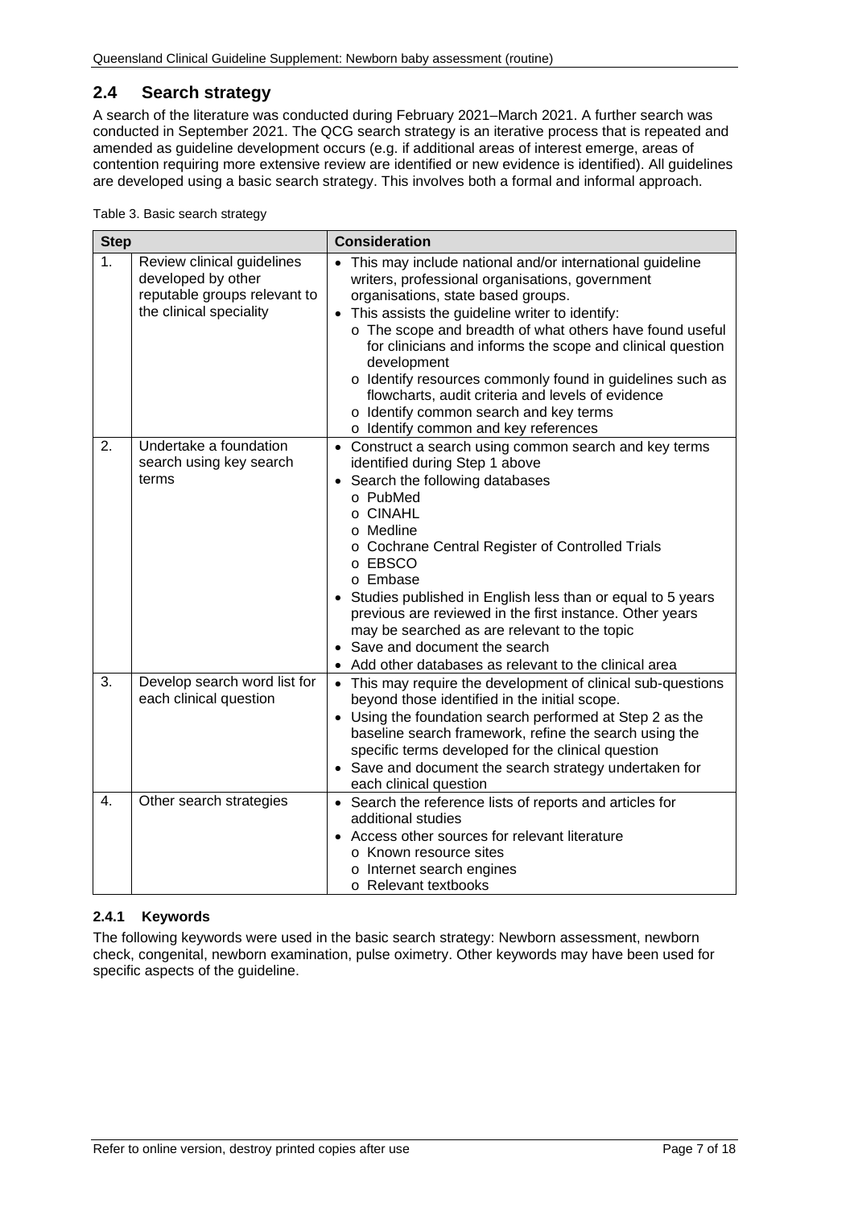## 2.4 Search strategy

A search of the literature was conducted during February 2021–March 2021. A further search was conducted in September 2021. The QCG search strategy is an iterative process that is repeated and amended as guideline development occurs (e.g. if additional areas of interest emerge, areas of contention requiring more extensive review are identified or new evidence is identified). All guidelines are developed using a basic search strategy. This involves both a formal and informal approach.

Table 3. Basic search strategy

| Step | | Consideration |
|---|---|---|
| 1. | Review clinical guidelines developed by other reputable groups relevant to the clinical speciality | • This may include national and/or international guideline writers, professional organisations, government organisations, state based groups.<br>• This assists the guideline writer to identify:<br>o The scope and breadth of what others have found useful for clinicians and informs the scope and clinical question development<br>o Identify resources commonly found in guidelines such as flowcharts, audit criteria and levels of evidence<br>o Identify common search and key terms<br>o Identify common and key references |
| 2. | Undertake a foundation search using key search terms | • Construct a search using common search and key terms identified during Step 1 above<br>• Search the following databases<br>o PubMed<br>o CINAHL<br>o Medline<br>o Cochrane Central Register of Controlled Trials<br>o EBSCO<br>o Embase<br>• Studies published in English less than or equal to 5 years previous are reviewed in the first instance. Other years may be searched as are relevant to the topic<br>• Save and document the search<br>• Add other databases as relevant to the clinical area |
| 3. | Develop search word list for each clinical question | • This may require the development of clinical sub-questions beyond those identified in the initial scope.<br>• Using the foundation search performed at Step 2 as the baseline search framework, refine the search using the specific terms developed for the clinical question<br>• Save and document the search strategy undertaken for each clinical question |
| 4. | Other search strategies | • Search the reference lists of reports and articles for additional studies<br>• Access other sources for relevant literature<br>o Known resource sites<br>o Internet search engines<br>o Relevant textbooks |

### 2.4.1 Keywords

The following keywords were used in the basic search strategy: Newborn assessment, newborn check, congenital, newborn examination, pulse oximetry. Other keywords may have been used for specific aspects of the guideline.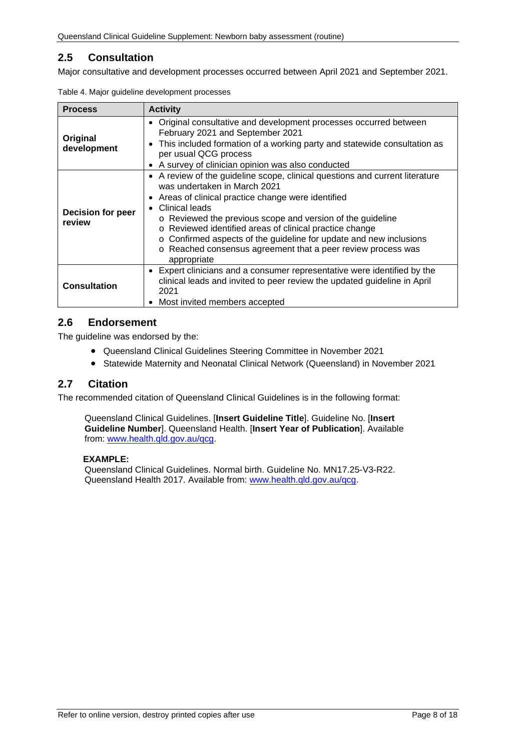## 2.5 Consultation

Major consultative and development processes occurred between April 2021 and September 2021.

Table 4. Major guideline development processes

| Process | Activity |
| --- | --- |
| **Original development** | • Original consultative and development processes occurred between February 2021 and September 2021<br>• This included formation of a working party and statewide consultation as per usual QCG process<br>• A survey of clinician opinion was also conducted |
| **Decision for peer review** | • A review of the guideline scope, clinical questions and current literature was undertaken in March 2021<br>• Areas of clinical practice change were identified<br>• Clinical leads<br>  o Reviewed the previous scope and version of the guideline<br>  o Reviewed identified areas of clinical practice change<br>  o Confirmed aspects of the guideline for update and new inclusions<br>  o Reached consensus agreement that a peer review process was appropriate |
| **Consultation** | • Expert clinicians and a consumer representative were identified by the clinical leads and invited to peer review the updated guideline in April 2021<br>• Most invited members accepted |

## 2.6 Endorsement

The guideline was endorsed by the:

- Queensland Clinical Guidelines Steering Committee in November 2021
- Statewide Maternity and Neonatal Clinical Network (Queensland) in November 2021

## 2.7 Citation

The recommended citation of Queensland Clinical Guidelines is in the following format:

> Queensland Clinical Guidelines. [**Insert Guideline Title**]. Guideline No. [**Insert Guideline Number**]. Queensland Health. [**Insert Year of Publication**]. Available from: www.health.qld.gov.au/qcg.

**EXAMPLE:**

> Queensland Clinical Guidelines. Normal birth. Guideline No. MN17.25-V3-R22. Queensland Health 2017. Available from: www.health.qld.gov.au/qcg.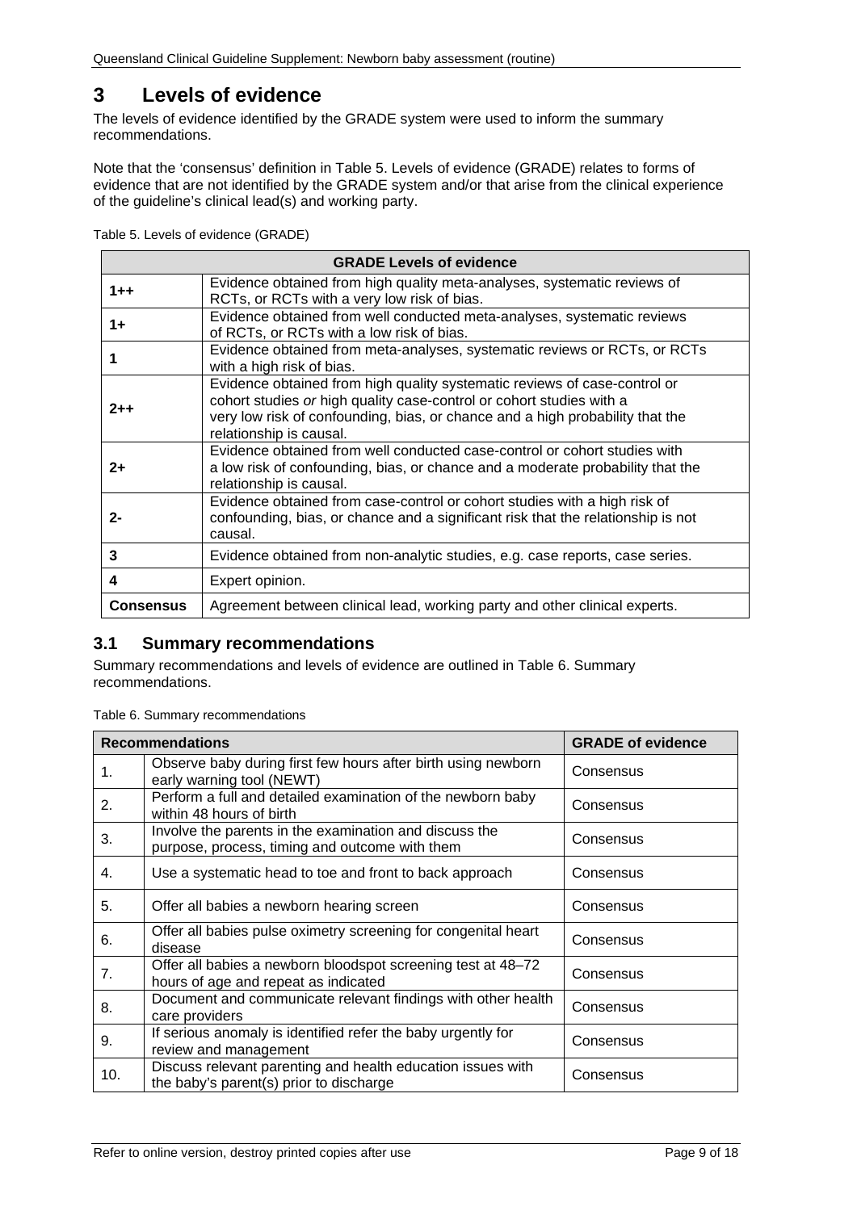# 3 Levels of evidence

The levels of evidence identified by the GRADE system were used to inform the summary recommendations.

Note that the 'consensus' definition in Table 5. Levels of evidence (GRADE) relates to forms of evidence that are not identified by the GRADE system and/or that arise from the clinical experience of the guideline's clinical lead(s) and working party.

Table 5. Levels of evidence (GRADE)

| GRADE Levels of evidence | |
|---|---|
| **1++** | Evidence obtained from high quality meta-analyses, systematic reviews of RCTs, or RCTs with a very low risk of bias. |
| **1+** | Evidence obtained from well conducted meta-analyses, systematic reviews of RCTs, or RCTs with a low risk of bias. |
| **1** | Evidence obtained from meta-analyses, systematic reviews or RCTs, or RCTs with a high risk of bias. |
| **2++** | Evidence obtained from high quality systematic reviews of case-control or cohort studies *or* high quality case-control or cohort studies with a very low risk of confounding, bias, or chance and a high probability that the relationship is causal. |
| **2+** | Evidence obtained from well conducted case-control or cohort studies with a low risk of confounding, bias, or chance and a moderate probability that the relationship is causal. |
| **2-** | Evidence obtained from case-control or cohort studies with a high risk of confounding, bias, or chance and a significant risk that the relationship is not causal. |
| **3** | Evidence obtained from non-analytic studies, e.g. case reports, case series. |
| **4** | Expert opinion. |
| **Consensus** | Agreement between clinical lead, working party and other clinical experts. |

## 3.1 Summary recommendations

Summary recommendations and levels of evidence are outlined in Table 6. Summary recommendations.

Table 6. Summary recommendations

| Recommendations | | GRADE of evidence |
|---|---|---|
| 1. | Observe baby during first few hours after birth using newborn early warning tool (NEWT) | Consensus |
| 2. | Perform a full and detailed examination of the newborn baby within 48 hours of birth | Consensus |
| 3. | Involve the parents in the examination and discuss the purpose, process, timing and outcome with them | Consensus |
| 4. | Use a systematic head to toe and front to back approach | Consensus |
| 5. | Offer all babies a newborn hearing screen | Consensus |
| 6. | Offer all babies pulse oximetry screening for congenital heart disease | Consensus |
| 7. | Offer all babies a newborn bloodspot screening test at 48–72 hours of age and repeat as indicated | Consensus |
| 8. | Document and communicate relevant findings with other health care providers | Consensus |
| 9. | If serious anomaly is identified refer the baby urgently for review and management | Consensus |
| 10. | Discuss relevant parenting and health education issues with the baby's parent(s) prior to discharge | Consensus |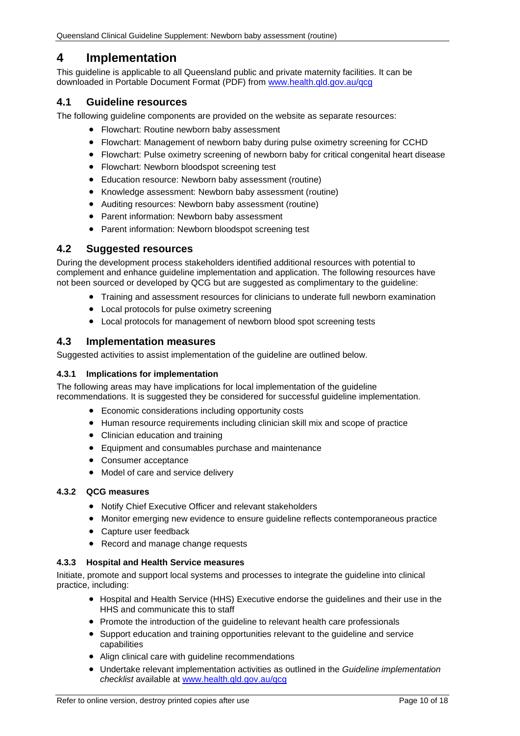# 4 Implementation

This guideline is applicable to all Queensland public and private maternity facilities. It can be downloaded in Portable Document Format (PDF) from www.health.qld.gov.au/qcg

## 4.1 Guideline resources

The following guideline components are provided on the website as separate resources:

- Flowchart: Routine newborn baby assessment
- Flowchart: Management of newborn baby during pulse oximetry screening for CCHD
- Flowchart: Pulse oximetry screening of newborn baby for critical congenital heart disease
- Flowchart: Newborn bloodspot screening test
- Education resource: Newborn baby assessment (routine)
- Knowledge assessment: Newborn baby assessment (routine)
- Auditing resources: Newborn baby assessment (routine)
- Parent information: Newborn baby assessment
- Parent information: Newborn bloodspot screening test

## 4.2 Suggested resources

During the development process stakeholders identified additional resources with potential to complement and enhance guideline implementation and application. The following resources have not been sourced or developed by QCG but are suggested as complimentary to the guideline:

- Training and assessment resources for clinicians to underate full newborn examination
- Local protocols for pulse oximetry screening
- Local protocols for management of newborn blood spot screening tests

## 4.3 Implementation measures

Suggested activities to assist implementation of the guideline are outlined below.

### 4.3.1 Implications for implementation

The following areas may have implications for local implementation of the guideline recommendations. It is suggested they be considered for successful guideline implementation.

- Economic considerations including opportunity costs
- Human resource requirements including clinician skill mix and scope of practice
- Clinician education and training
- Equipment and consumables purchase and maintenance
- Consumer acceptance
- Model of care and service delivery

### 4.3.2 QCG measures

- Notify Chief Executive Officer and relevant stakeholders
- Monitor emerging new evidence to ensure guideline reflects contemporaneous practice
- Capture user feedback
- Record and manage change requests

### 4.3.3 Hospital and Health Service measures

Initiate, promote and support local systems and processes to integrate the guideline into clinical practice, including:

- Hospital and Health Service (HHS) Executive endorse the guidelines and their use in the HHS and communicate this to staff
- Promote the introduction of the guideline to relevant health care professionals
- Support education and training opportunities relevant to the guideline and service capabilities
- Align clinical care with guideline recommendations
- Undertake relevant implementation activities as outlined in the *Guideline implementation checklist* available at www.health.qld.gov.au/qcg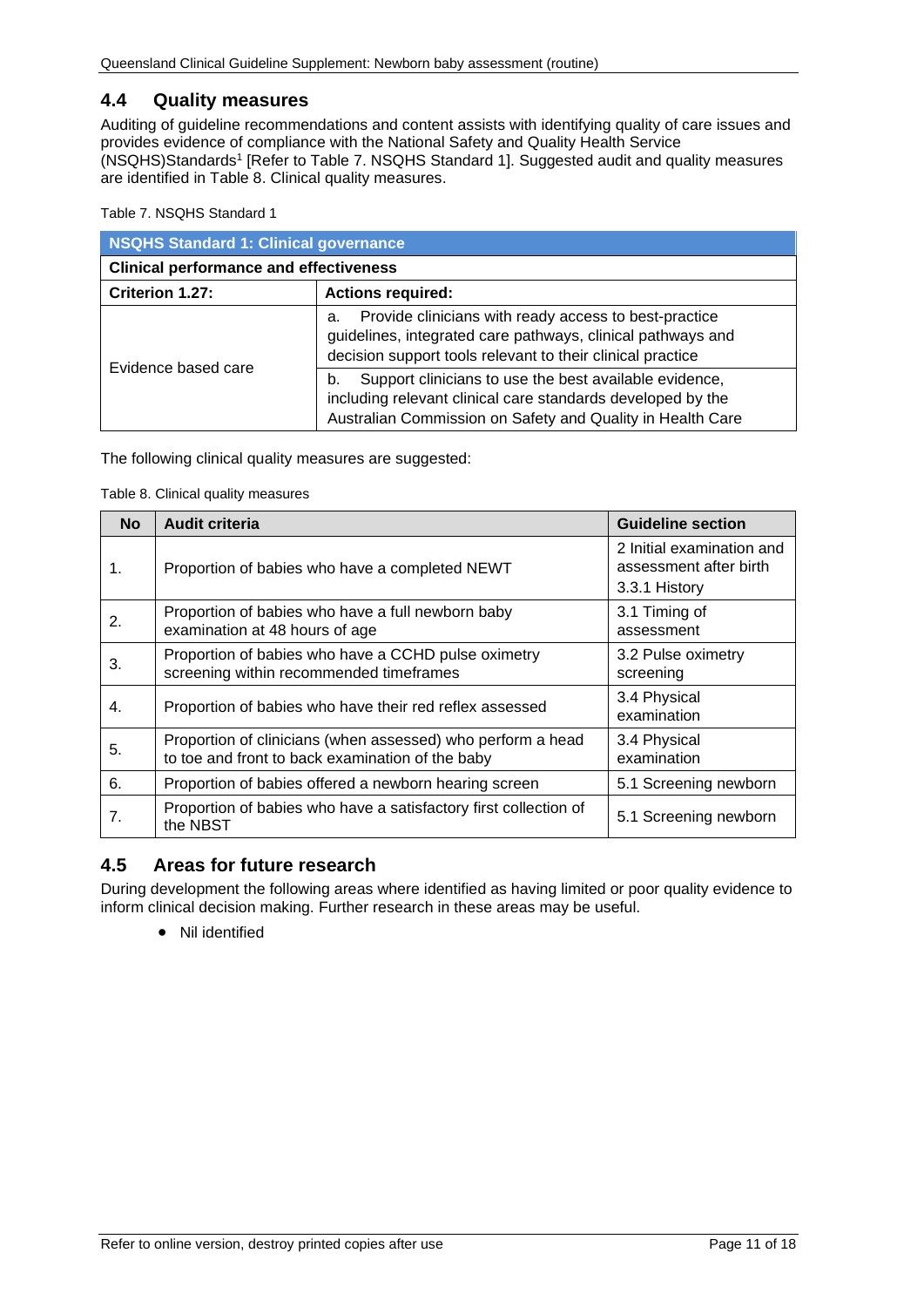## 4.4 Quality measures

Auditing of guideline recommendations and content assists with identifying quality of care issues and provides evidence of compliance with the National Safety and Quality Health Service (NSQHS)Standards[1] [Refer to Table 7. NSQHS Standard 1]. Suggested audit and quality measures are identified in Table 8. Clinical quality measures.

Table 7. NSQHS Standard 1

| **NSQHS Standard 1: Clinical governance** | |
|---|---|
| **Clinical performance and effectiveness** | |
| **Criterion 1.27:** | **Actions required:** |
| Evidence based care | a. Provide clinicians with ready access to best-practice guidelines, integrated care pathways, clinical pathways and decision support tools relevant to their clinical practice |
| | b. Support clinicians to use the best available evidence, including relevant clinical care standards developed by the Australian Commission on Safety and Quality in Health Care |

The following clinical quality measures are suggested:

Table 8. Clinical quality measures

| No | Audit criteria | Guideline section |
|---|---|---|
| 1. | Proportion of babies who have a completed NEWT | 2 Initial examination and assessment after birth<br>3.3.1 History |
| 2. | Proportion of babies who have a full newborn baby examination at 48 hours of age | 3.1 Timing of assessment |
| 3. | Proportion of babies who have a CCHD pulse oximetry screening within recommended timeframes | 3.2 Pulse oximetry screening |
| 4. | Proportion of babies who have their red reflex assessed | 3.4 Physical examination |
| 5. | Proportion of clinicians (when assessed) who perform a head to toe and front to back examination of the baby | 3.4 Physical examination |
| 6. | Proportion of babies offered a newborn hearing screen | 5.1 Screening newborn |
| 7. | Proportion of babies who have a satisfactory first collection of the NBST | 5.1 Screening newborn |

## 4.5 Areas for future research

During development the following areas where identified as having limited or poor quality evidence to inform clinical decision making. Further research in these areas may be useful.

- Nil identified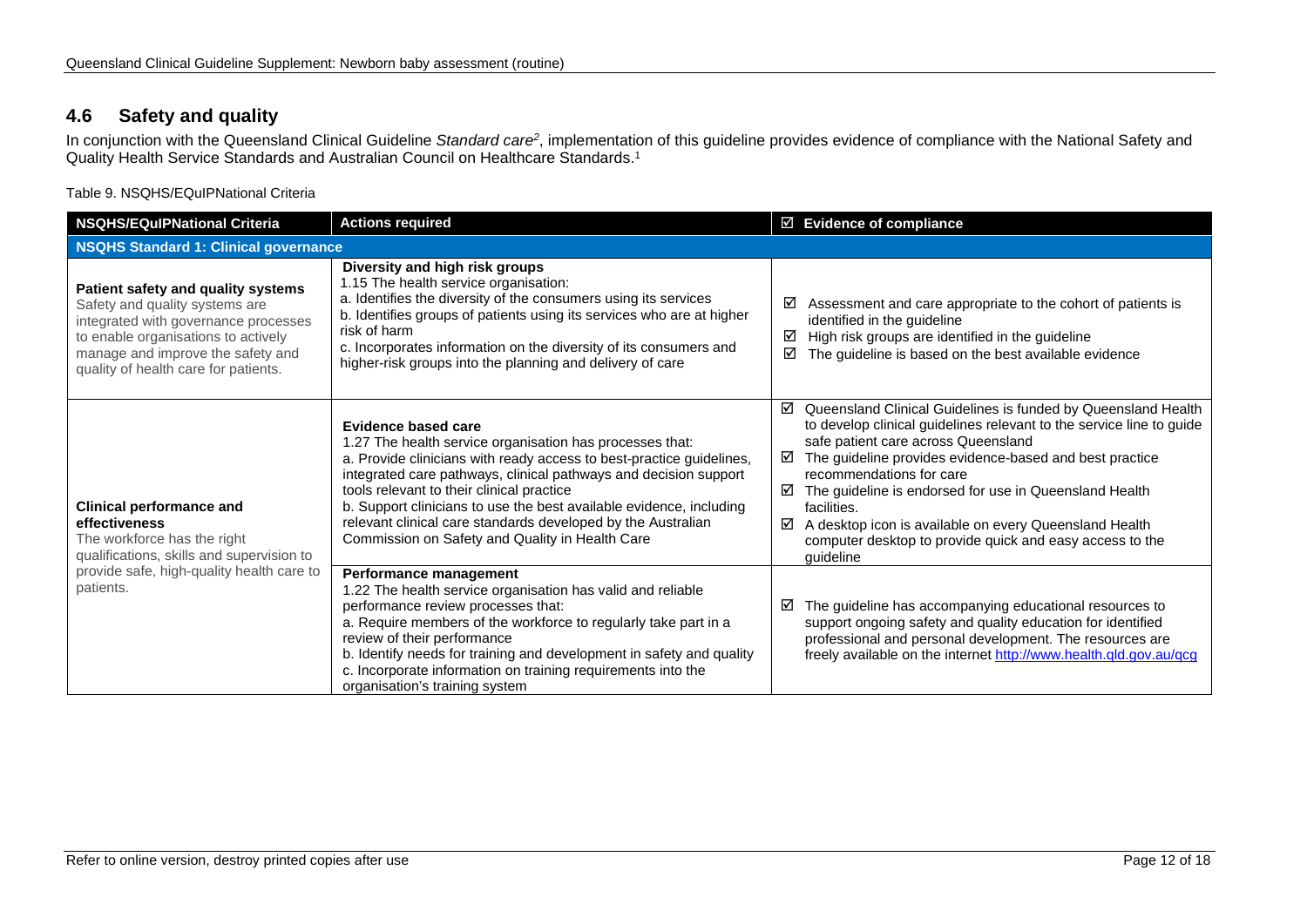## 4.6 Safety and quality

In conjunction with the Queensland Clinical Guideline *Standard care*[2], implementation of this guideline provides evidence of compliance with the National Safety and Quality Health Service Standards and Australian Council on Healthcare Standards.[1]

Table 9. NSQHS/EQuIPNational Criteria

| NSQHS/EQuIPNational Criteria | Actions required | ☑ Evidence of compliance |
|---|---|---|
| **NSQHS Standard 1: Clinical governance** | | |
| **Patient safety and quality systems** Safety and quality systems are integrated with governance processes to enable organisations to actively manage and improve the safety and quality of health care for patients. | **Diversity and high risk groups** 1.15 The health service organisation: a. Identifies the diversity of the consumers using its services b. Identifies groups of patients using its services who are at higher risk of harm c. Incorporates information on the diversity of its consumers and higher-risk groups into the planning and delivery of care | ☑ Assessment and care appropriate to the cohort of patients is identified in the guideline ☑ High risk groups are identified in the guideline ☑ The guideline is based on the best available evidence |
| **Clinical performance and effectiveness** The workforce has the right qualifications, skills and supervision to provide safe, high-quality health care to patients. | **Evidence based care** 1.27 The health service organisation has processes that: a. Provide clinicians with ready access to best-practice guidelines, integrated care pathways, clinical pathways and decision support tools relevant to their clinical practice b. Support clinicians to use the best available evidence, including relevant clinical care standards developed by the Australian Commission on Safety and Quality in Health Care | ☑ Queensland Clinical Guidelines is funded by Queensland Health to develop clinical guidelines relevant to the service line to guide safe patient care across Queensland ☑ The guideline provides evidence-based and best practice recommendations for care ☑ The guideline is endorsed for use in Queensland Health facilities. ☑ A desktop icon is available on every Queensland Health computer desktop to provide quick and easy access to the guideline |
| | **Performance management** 1.22 The health service organisation has valid and reliable performance review processes that: a. Require members of the workforce to regularly take part in a review of their performance b. Identify needs for training and development in safety and quality c. Incorporate information on training requirements into the organisation's training system | ☑ The guideline has accompanying educational resources to support ongoing safety and quality education for identified professional and personal development. The resources are freely available on the internet http://www.health.qld.gov.au/qcg |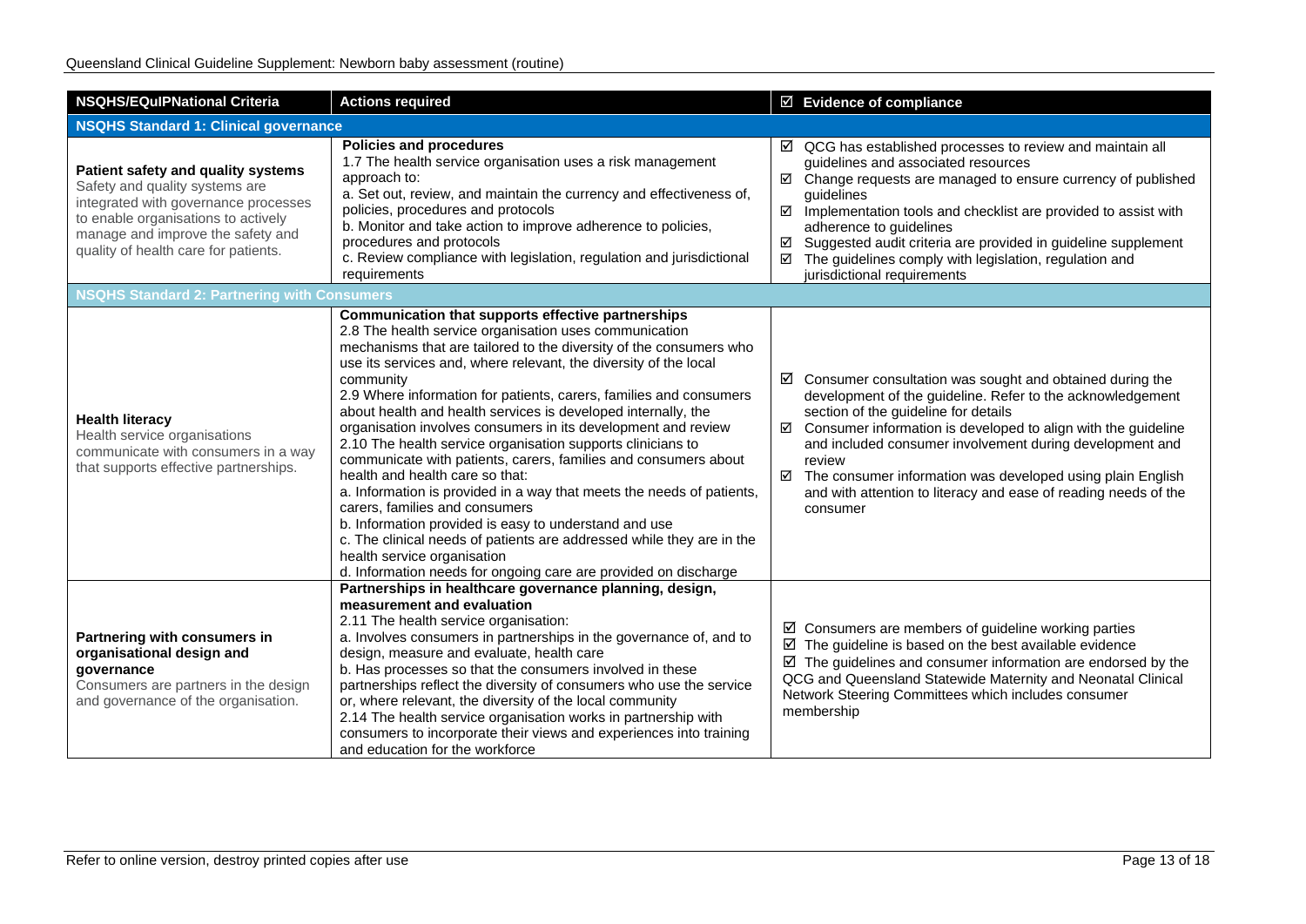| NSQHS/EQuIPNational Criteria | Actions required | ☑ Evidence of compliance |
|---|---|---|
| **NSQHS Standard 1: Clinical governance** | | |
| **Patient safety and quality systems**<br>Safety and quality systems are integrated with governance processes to enable organisations to actively manage and improve the safety and quality of health care for patients. | **Policies and procedures**<br>1.7 The health service organisation uses a risk management approach to:<br>a. Set out, review, and maintain the currency and effectiveness of, policies, procedures and protocols<br>b. Monitor and take action to improve adherence to policies, procedures and protocols<br>c. Review compliance with legislation, regulation and jurisdictional requirements | ☑ QCG has established processes to review and maintain all guidelines and associated resources<br>☑ Change requests are managed to ensure currency of published guidelines<br>☑ Implementation tools and checklist are provided to assist with adherence to guidelines<br>☑ Suggested audit criteria are provided in guideline supplement<br>☑ The guidelines comply with legislation, regulation and jurisdictional requirements |
| **NSQHS Standard 2: Partnering with Consumers** | | |
| **Health literacy**<br>Health service organisations communicate with consumers in a way that supports effective partnerships. | **Communication that supports effective partnerships**<br>2.8 The health service organisation uses communication mechanisms that are tailored to the diversity of the consumers who use its services and, where relevant, the diversity of the local community<br>2.9 Where information for patients, carers, families and consumers about health and health services is developed internally, the organisation involves consumers in its development and review<br>2.10 The health service organisation supports clinicians to communicate with patients, carers, families and consumers about health and health care so that:<br>a. Information is provided in a way that meets the needs of patients, carers, families and consumers<br>b. Information provided is easy to understand and use<br>c. The clinical needs of patients are addressed while they are in the health service organisation<br>d. Information needs for ongoing care are provided on discharge | ☑ Consumer consultation was sought and obtained during the development of the guideline. Refer to the acknowledgement section of the guideline for details<br>☑ Consumer information is developed to align with the guideline and included consumer involvement during development and review<br>☑ The consumer information was developed using plain English and with attention to literacy and ease of reading needs of the consumer |
| **Partnering with consumers in organisational design and governance**<br>Consumers are partners in the design and governance of the organisation. | **Partnerships in healthcare governance planning, design, measurement and evaluation**<br>2.11 The health service organisation:<br>a. Involves consumers in partnerships in the governance of, and to design, measure and evaluate, health care<br>b. Has processes so that the consumers involved in these partnerships reflect the diversity of consumers who use the service or, where relevant, the diversity of the local community<br>2.14 The health service organisation works in partnership with consumers to incorporate their views and experiences into training and education for the workforce | ☑ Consumers are members of guideline working parties<br>☑ The guideline is based on the best available evidence<br>☑ The guidelines and consumer information are endorsed by the QCG and Queensland Statewide Maternity and Neonatal Clinical Network Steering Committees which includes consumer membership |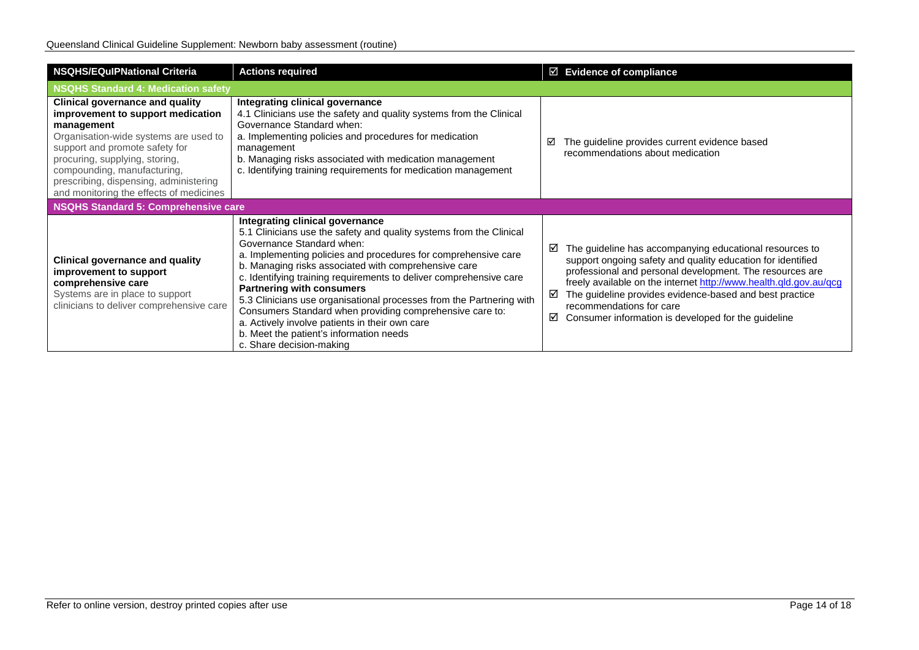| NSQHS/EQuIPNational Criteria | Actions required | ☑ Evidence of compliance |
|---|---|---|
| **NSQHS Standard 4: Medication safety** | | |
| **Clinical governance and quality improvement to support medication management**<br>Organisation-wide systems are used to support and promote safety for procuring, supplying, storing, compounding, manufacturing, prescribing, dispensing, administering and monitoring the effects of medicines | **Integrating clinical governance**<br>4.1 Clinicians use the safety and quality systems from the Clinical Governance Standard when:<br>a. Implementing policies and procedures for medication management<br>b. Managing risks associated with medication management<br>c. Identifying training requirements for medication management | ☑ The guideline provides current evidence based recommendations about medication |
| **NSQHS Standard 5: Comprehensive care** | | |
| **Clinical governance and quality improvement to support comprehensive care**<br>Systems are in place to support clinicians to deliver comprehensive care | **Integrating clinical governance**<br>5.1 Clinicians use the safety and quality systems from the Clinical Governance Standard when:<br>a. Implementing policies and procedures for comprehensive care<br>b. Managing risks associated with comprehensive care<br>c. Identifying training requirements to deliver comprehensive care<br>**Partnering with consumers**<br>5.3 Clinicians use organisational processes from the Partnering with Consumers Standard when providing comprehensive care to:<br>a. Actively involve patients in their own care<br>b. Meet the patient's information needs<br>c. Share decision-making | ☑ The guideline has accompanying educational resources to support ongoing safety and quality education for identified professional and personal development. The resources are freely available on the internet http://www.health.qld.gov.au/qcg<br>☑ The guideline provides evidence-based and best practice recommendations for care<br>☑ Consumer information is developed for the guideline |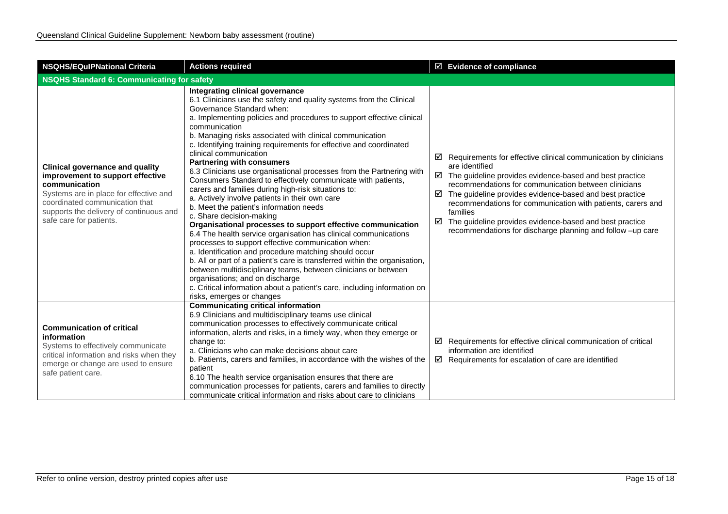| NSQHS/EQuIPNational Criteria | Actions required | ☑ Evidence of compliance |
|---|---|---|
| **NSQHS Standard 6: Communicating for safety** | | |
| **Clinical governance and quality improvement to support effective communication**<br>Systems are in place for effective and coordinated communication that supports the delivery of continuous and safe care for patients. | **Integrating clinical governance**<br>6.1 Clinicians use the safety and quality systems from the Clinical Governance Standard when:<br>a. Implementing policies and procedures to support effective clinical communication<br>b. Managing risks associated with clinical communication<br>c. Identifying training requirements for effective and coordinated clinical communication<br>**Partnering with consumers**<br>6.3 Clinicians use organisational processes from the Partnering with Consumers Standard to effectively communicate with patients, carers and families during high-risk situations to:<br>a. Actively involve patients in their own care<br>b. Meet the patient's information needs<br>c. Share decision-making<br>**Organisational processes to support effective communication**<br>6.4 The health service organisation has clinical communications processes to support effective communication when:<br>a. Identification and procedure matching should occur<br>b. All or part of a patient's care is transferred within the organisation, between multidisciplinary teams, between clinicians or between organisations; and on discharge<br>c. Critical information about a patient's care, including information on risks, emerges or changes | ☑ Requirements for effective clinical communication by clinicians are identified<br>☑ The guideline provides evidence-based and best practice recommendations for communication between clinicians<br>☑ The guideline provides evidence-based and best practice recommendations for communication with patients, carers and families<br>☑ The guideline provides evidence-based and best practice recommendations for discharge planning and follow –up care |
| **Communication of critical information**<br>Systems to effectively communicate critical information and risks when they emerge or change are used to ensure safe patient care. | **Communicating critical information**<br>6.9 Clinicians and multidisciplinary teams use clinical communication processes to effectively communicate critical information, alerts and risks, in a timely way, when they emerge or change to:<br>a. Clinicians who can make decisions about care<br>b. Patients, carers and families, in accordance with the wishes of the patient<br>6.10 The health service organisation ensures that there are communication processes for patients, carers and families to directly communicate critical information and risks about care to clinicians | ☑ Requirements for effective clinical communication of critical information are identified<br>☑ Requirements for escalation of care are identified |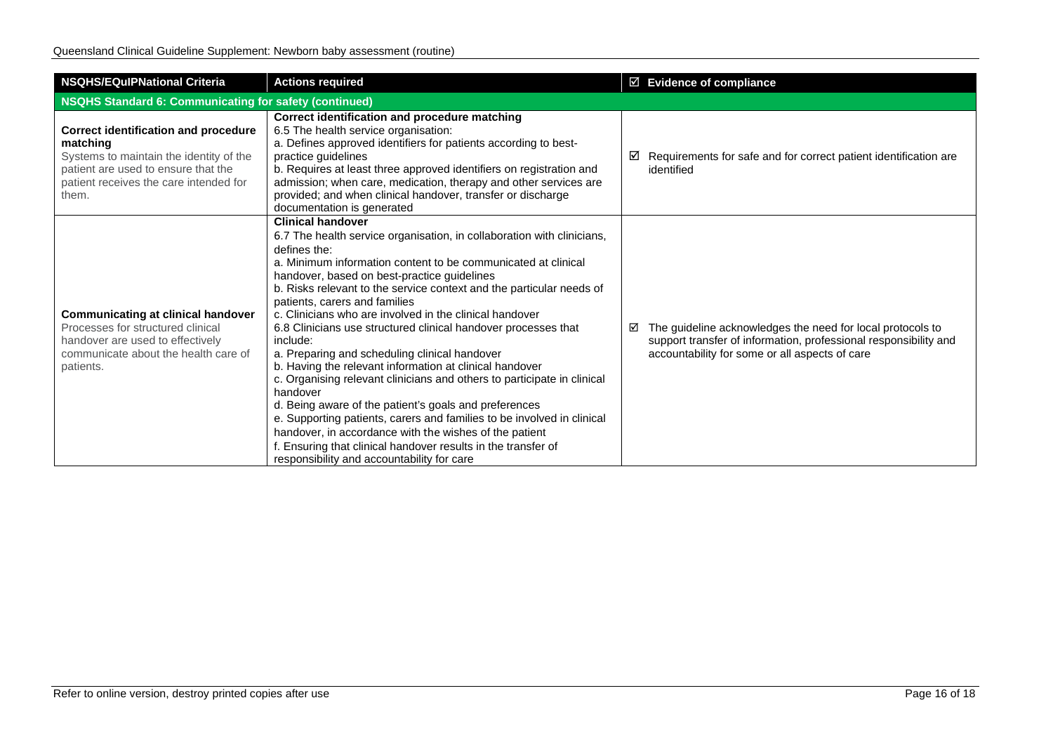| NSQHS/EQuIPNational Criteria | Actions required | ☑ Evidence of compliance |
|---|---|---|
| **NSQHS Standard 6: Communicating for safety (continued)** | | |
| **Correct identification and procedure matching**<br>Systems to maintain the identity of the patient are used to ensure that the patient receives the care intended for them. | **Correct identification and procedure matching**<br>6.5 The health service organisation:<br>a. Defines approved identifiers for patients according to best-practice guidelines<br>b. Requires at least three approved identifiers on registration and admission; when care, medication, therapy and other services are provided; and when clinical handover, transfer or discharge documentation is generated | ☑ Requirements for safe and for correct patient identification are identified |
| **Communicating at clinical handover**<br>Processes for structured clinical handover are used to effectively communicate about the health care of patients. | **Clinical handover**<br>6.7 The health service organisation, in collaboration with clinicians, defines the:<br>a. Minimum information content to be communicated at clinical handover, based on best-practice guidelines<br>b. Risks relevant to the service context and the particular needs of patients, carers and families<br>c. Clinicians who are involved in the clinical handover<br>6.8 Clinicians use structured clinical handover processes that include:<br>a. Preparing and scheduling clinical handover<br>b. Having the relevant information at clinical handover<br>c. Organising relevant clinicians and others to participate in clinical handover<br>d. Being aware of the patient's goals and preferences<br>e. Supporting patients, carers and families to be involved in clinical handover, in accordance with the wishes of the patient<br>f. Ensuring that clinical handover results in the transfer of responsibility and accountability for care | ☑ The guideline acknowledges the need for local protocols to support transfer of information, professional responsibility and accountability for some or all aspects of care |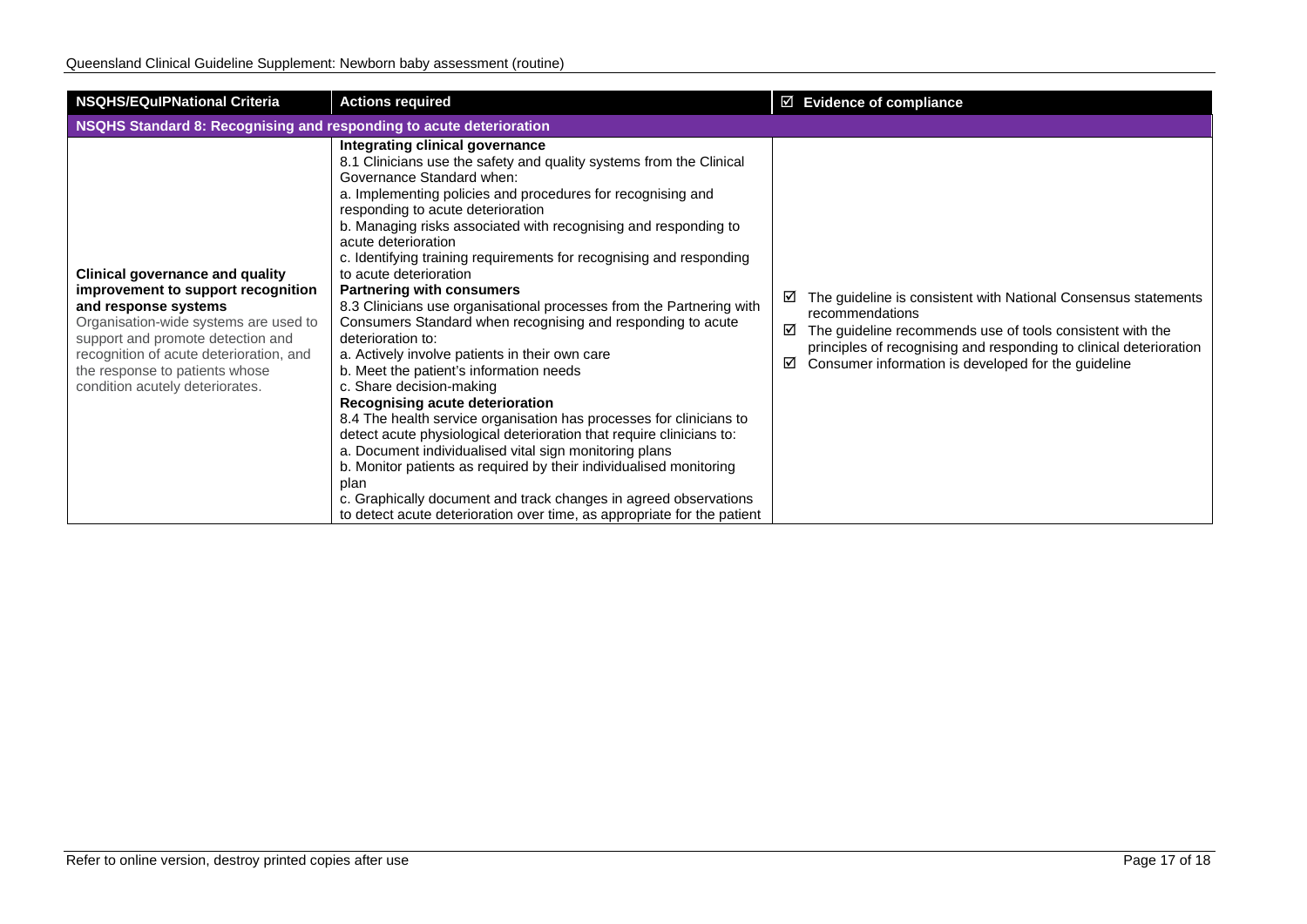| NSQHS/EQuIPNational Criteria | Actions required | ☑ Evidence of compliance |
|---|---|---|
| **NSQHS Standard 8: Recognising and responding to acute deterioration** | | |
| **Clinical governance and quality improvement to support recognition and response systems**<br>Organisation-wide systems are used to support and promote detection and recognition of acute deterioration, and the response to patients whose condition acutely deteriorates. | **Integrating clinical governance**<br>8.1 Clinicians use the safety and quality systems from the Clinical Governance Standard when:<br>a. Implementing policies and procedures for recognising and responding to acute deterioration<br>b. Managing risks associated with recognising and responding to acute deterioration<br>c. Identifying training requirements for recognising and responding to acute deterioration<br>**Partnering with consumers**<br>8.3 Clinicians use organisational processes from the Partnering with Consumers Standard when recognising and responding to acute deterioration to:<br>a. Actively involve patients in their own care<br>b. Meet the patient's information needs<br>c. Share decision-making<br>**Recognising acute deterioration**<br>8.4 The health service organisation has processes for clinicians to detect acute physiological deterioration that require clinicians to:<br>a. Document individualised vital sign monitoring plans<br>b. Monitor patients as required by their individualised monitoring plan<br>c. Graphically document and track changes in agreed observations to detect acute deterioration over time, as appropriate for the patient | ☑ The guideline is consistent with National Consensus statements recommendations<br>☑ The guideline recommends use of tools consistent with the principles of recognising and responding to clinical deterioration<br>☑ Consumer information is developed for the guideline |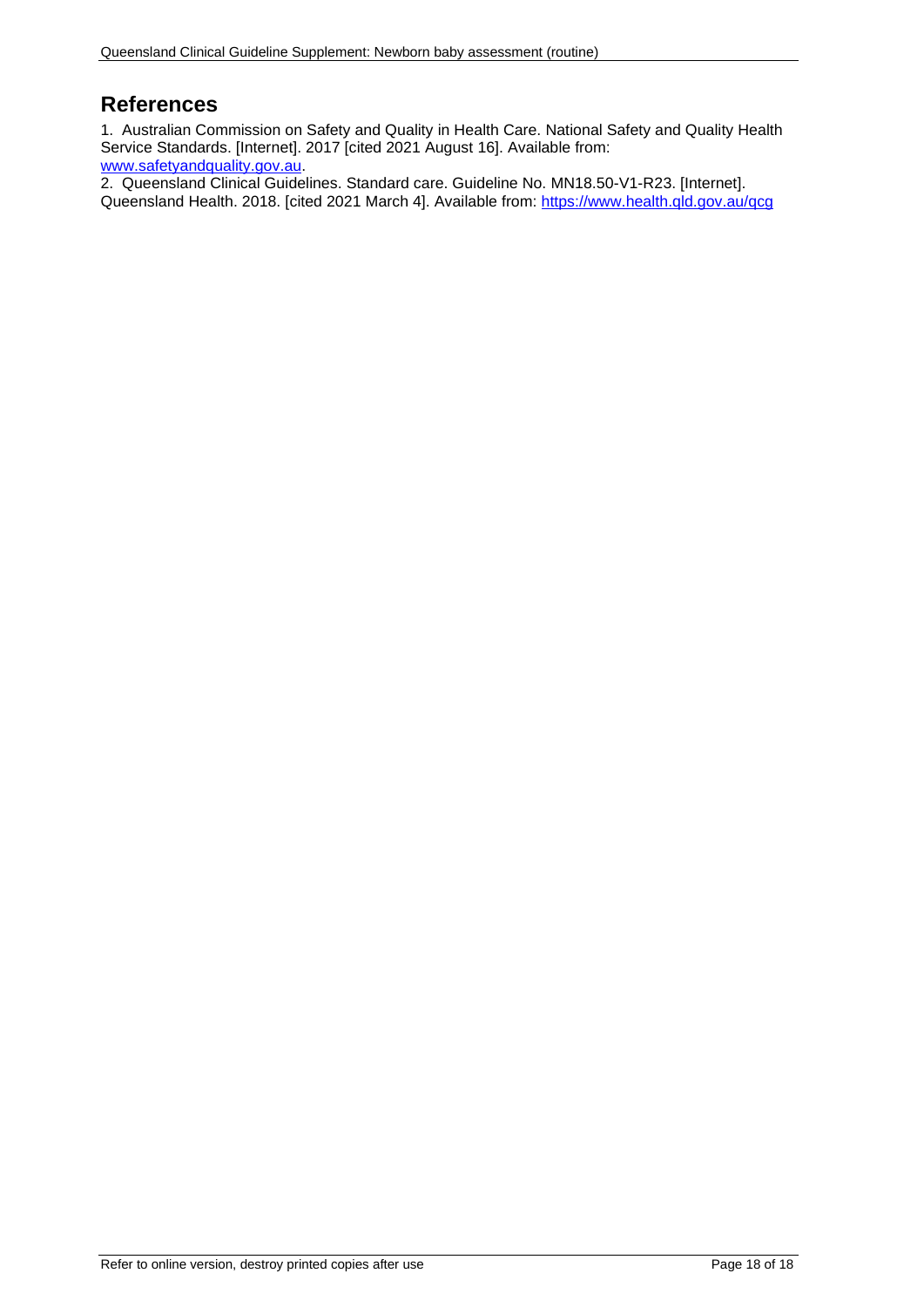## References

1. Australian Commission on Safety and Quality in Health Care. National Safety and Quality Health Service Standards. [Internet]. 2017 [cited 2021 August 16]. Available from: www.safetyandquality.gov.au.
2. Queensland Clinical Guidelines. Standard care. Guideline No. MN18.50-V1-R23. [Internet]. Queensland Health. 2018. [cited 2021 March 4]. Available from: https://www.health.qld.gov.au/qcg